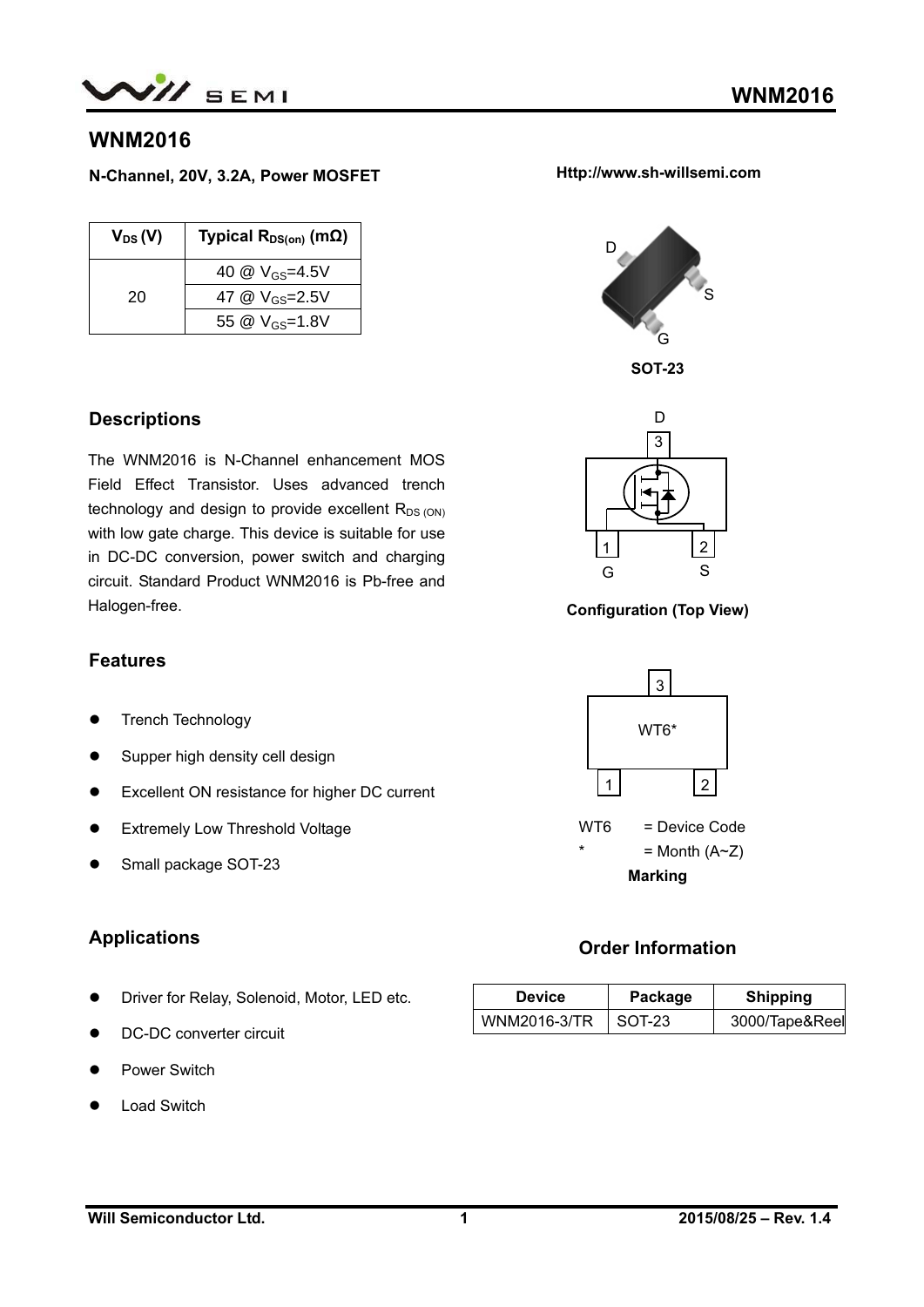# WNM2016

**N-Channel, 20V, 3.2A, Power MOSFET**

**Http://www.sh-willsemi.com**

| $V_{DS}$ (V) | Typical $R_{DS(on)}$ (mΩ) |
|---|---|
| 20 | 40 @ $V_{GS}$=4.5V |
| | 47 @ $V_{GS}$=2.5V |
| | 55 @ $V_{GS}$=1.8V |

SOT-23

## Descriptions

The WNM2016 is N-Channel enhancement MOS Field Effect Transistor. Uses advanced trench technology and design to provide excellent $R_{DS\ (ON)}$ with low gate charge. This device is suitable for use in DC-DC conversion, power switch and charging circuit. Standard Product WNM2016 is Pb-free and Halogen-free.

**Configuration (Top View)**

## Features

- Trench Technology
- Supper high density cell design
- Excellent ON resistance for higher DC current
- Extremely Low Threshold Voltage
- Small package SOT-23

WT6 = Device Code

\* = Month (A~Z)

**Marking**

## Applications

- Driver for Relay, Solenoid, Motor, LED etc.
- DC-DC converter circuit
- Power Switch
- Load Switch

## Order Information

| Device | Package | Shipping |
|---|---|---|
| WNM2016-3/TR | SOT-23 | 3000/Tape&Reel |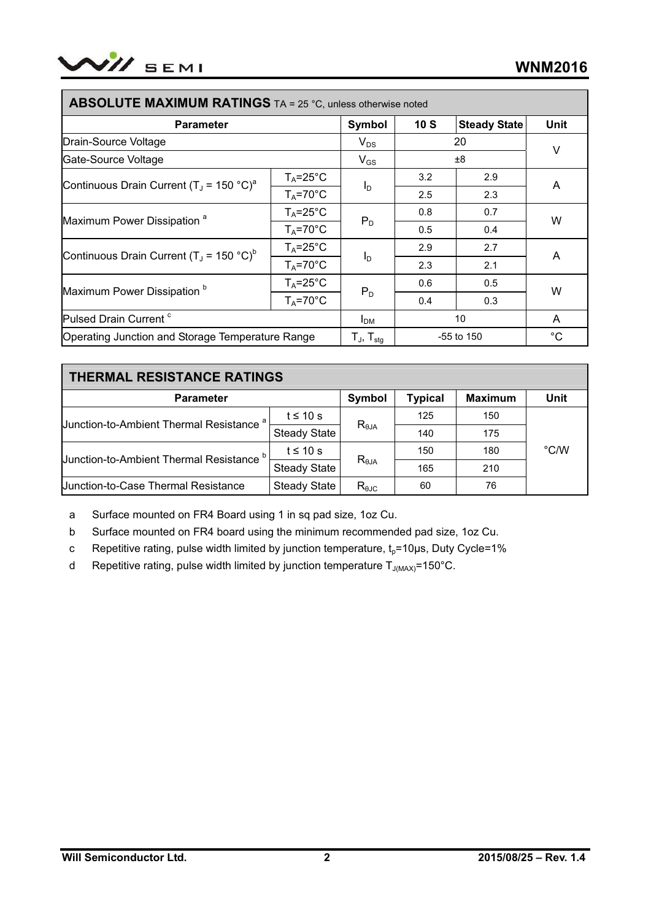## ABSOLUTE MAXIMUM RATINGS $T_A$ = 25 °C, unless otherwise noted

| Parameter | | Symbol | 10 S | Steady State | Unit |
|---|---|---|---|---|---|
| Drain-Source Voltage | | $V_{DS}$ | 20 | | V |
| Gate-Source Voltage | | $V_{GS}$ | ±8 | | V |
| Continuous Drain Current ($T_J$ = 150 °C)[a] | $T_A$=25°C | $I_D$ | 3.2 | 2.9 | A |
| | $T_A$=70°C | | 2.5 | 2.3 | |
| Maximum Power Dissipation [a] | $T_A$=25°C | $P_D$ | 0.8 | 0.7 | W |
| | $T_A$=70°C | | 0.5 | 0.4 | |
| Continuous Drain Current ($T_J$ = 150 °C)[b] | $T_A$=25°C | $I_D$ | 2.9 | 2.7 | A |
| | $T_A$=70°C | | 2.3 | 2.1 | |
| Maximum Power Dissipation [b] | $T_A$=25°C | $P_D$ | 0.6 | 0.5 | W |
| | $T_A$=70°C | | 0.4 | 0.3 | |
| Pulsed Drain Current [c] | | $I_{DM}$ | 10 | | A |
| Operating Junction and Storage Temperature Range | | $T_J$, $T_{stg}$ | -55 to 150 | | °C |

## THERMAL RESISTANCE RATINGS

| Parameter | | Symbol | Typical | Maximum | Unit |
|---|---|---|---|---|---|
| Junction-to-Ambient Thermal Resistance [a] | t ≤ 10 s | $R_{\theta JA}$ | 125 | 150 | °C/W |
| | Steady State | | 140 | 175 | |
| Junction-to-Ambient Thermal Resistance [b] | t ≤ 10 s | $R_{\theta JA}$ | 150 | 180 | |
| | Steady State | | 165 | 210 | |
| Junction-to-Case Thermal Resistance | Steady State | $R_{\theta JC}$ | 60 | 76 | |

a Surface mounted on FR4 Board using 1 in sq pad size, 1oz Cu.

b Surface mounted on FR4 board using the minimum recommended pad size, 1oz Cu.

c Repetitive rating, pulse width limited by junction temperature, $t_p$=10μs, Duty Cycle=1%

d Repetitive rating, pulse width limited by junction temperature $T_{J(MAX)}$=150°C.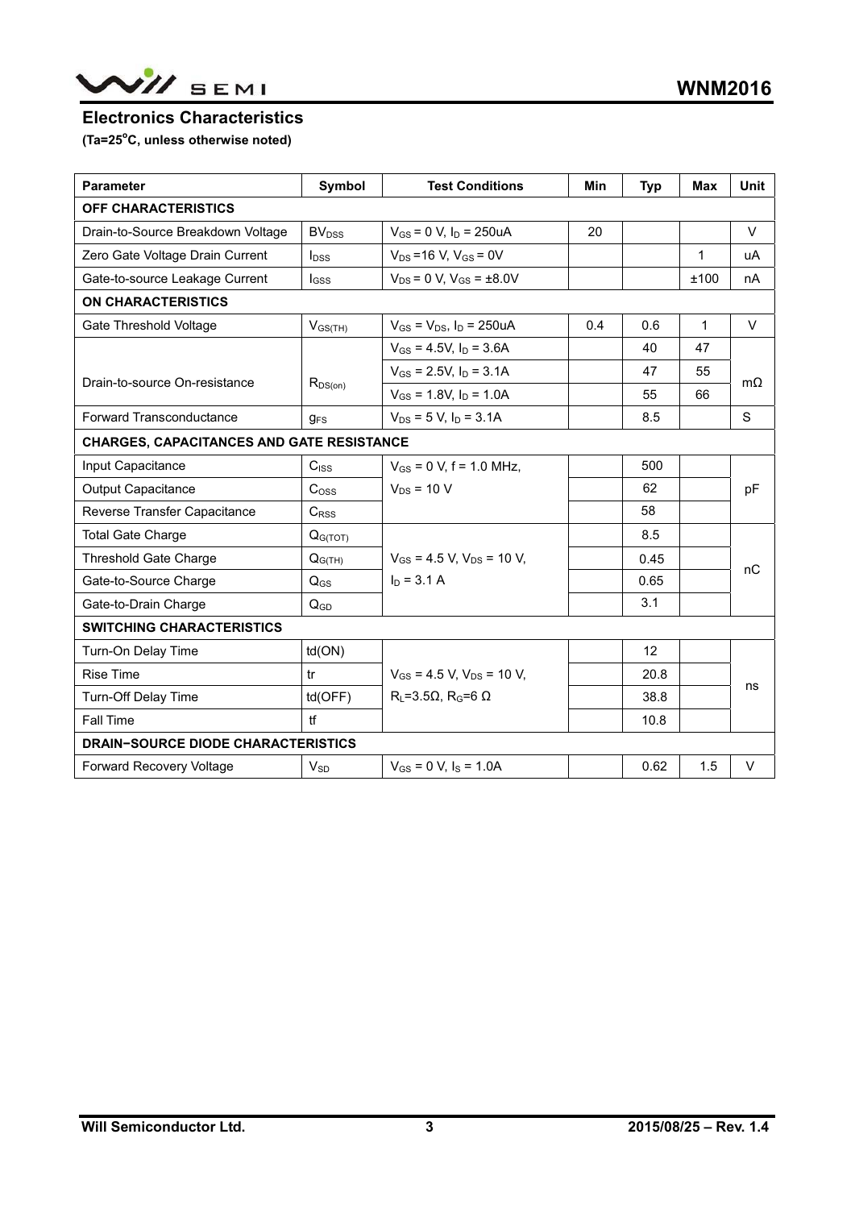## Electronics Characteristics

**($T_a$=25°C, unless otherwise noted)**

| Parameter | Symbol | Test Conditions | Min | Typ | Max | Unit |
|---|---|---|---|---|---|---|
| **OFF CHARACTERISTICS** | | | | | | |
| Drain-to-Source Breakdown Voltage | $BV_{DSS}$ | $V_{GS}$ = 0 V, $I_D$ = 250uA | 20 | | | V |
| Zero Gate Voltage Drain Current | $I_{DSS}$ | $V_{DS}$ =16 V, $V_{GS}$ = 0V | | | 1 | uA |
| Gate-to-source Leakage Current | $I_{GSS}$ | $V_{DS}$ = 0 V, $V_{GS}$ = ±8.0V | | | ±100 | nA |
| **ON CHARACTERISTICS** | | | | | | |
| Gate Threshold Voltage | $V_{GS(TH)}$ | $V_{GS}$ = $V_{DS}$, $I_D$ = 250uA | 0.4 | 0.6 | 1 | V |
| Drain-to-source On-resistance | $R_{DS(on)}$ | $V_{GS}$ = 4.5V, $I_D$ = 3.6A | | 40 | 47 | mΩ |
| | | $V_{GS}$ = 2.5V, $I_D$ = 3.1A | | 47 | 55 | |
| | | $V_{GS}$ = 1.8V, $I_D$ = 1.0A | | 55 | 66 | |
| Forward Transconductance | $g_{FS}$ | $V_{DS}$ = 5 V, $I_D$ = 3.1A | | 8.5 | | S |
| **CHARGES, CAPACITANCES AND GATE RESISTANCE** | | | | | | |
| Input Capacitance | $C_{ISS}$ | $V_{GS}$ = 0 V, f = 1.0 MHz, $V_{DS}$ = 10 V | | 500 | | pF |
| Output Capacitance | $C_{OSS}$ | | | 62 | | |
| Reverse Transfer Capacitance | $C_{RSS}$ | | | 58 | | |
| Total Gate Charge | $Q_{G(TOT)}$ | $V_{GS}$ = 4.5 V, $V_{DS}$ = 10 V, $I_D$ = 3.1 A | | 8.5 | | nC |
| Threshold Gate Charge | $Q_{G(TH)}$ | | | 0.45 | | |
| Gate-to-Source Charge | $Q_{GS}$ | | | 0.65 | | |
| Gate-to-Drain Charge | $Q_{GD}$ | | | 3.1 | | |
| **SWITCHING CHARACTERISTICS** | | | | | | |
| Turn-On Delay Time | td(ON) | $V_{GS}$ = 4.5 V, $V_{DS}$ = 10 V, $R_L$=3.5Ω, $R_G$=6 Ω | | 12 | | ns |
| Rise Time | tr | | | 20.8 | | |
| Turn-Off Delay Time | td(OFF) | | | 38.8 | | |
| Fall Time | tf | | | 10.8 | | |
| **DRAIN−SOURCE DIODE CHARACTERISTICS** | | | | | | |
| Forward Recovery Voltage | $V_{SD}$ | $V_{GS}$ = 0 V, $I_S$ = 1.0A | | 0.62 | 1.5 | V |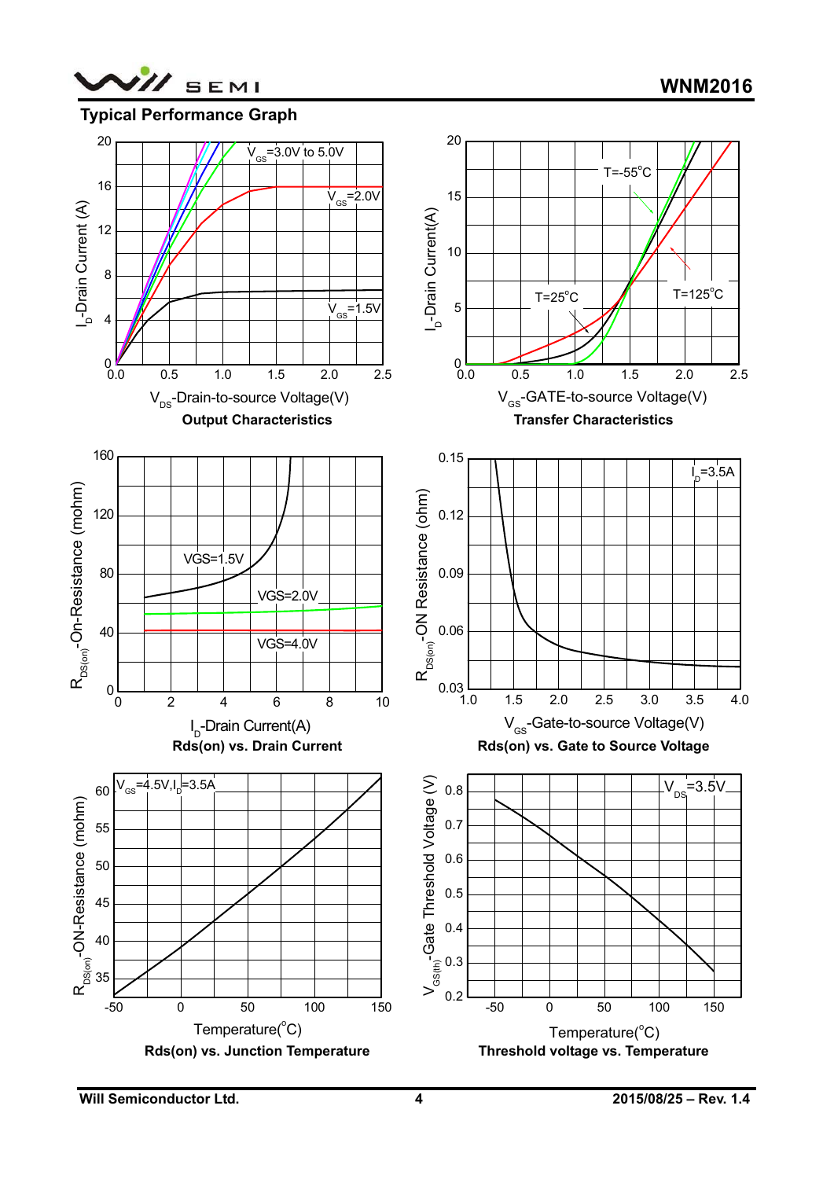## Typical Performance Graph

**Output Characteristics**

**Transfer Characteristics**

**Rds(on) vs. Drain Current**

**Rds(on) vs. Gate to Source Voltage**

**Rds(on) vs. Junction Temperature**

**Threshold voltage vs. Temperature**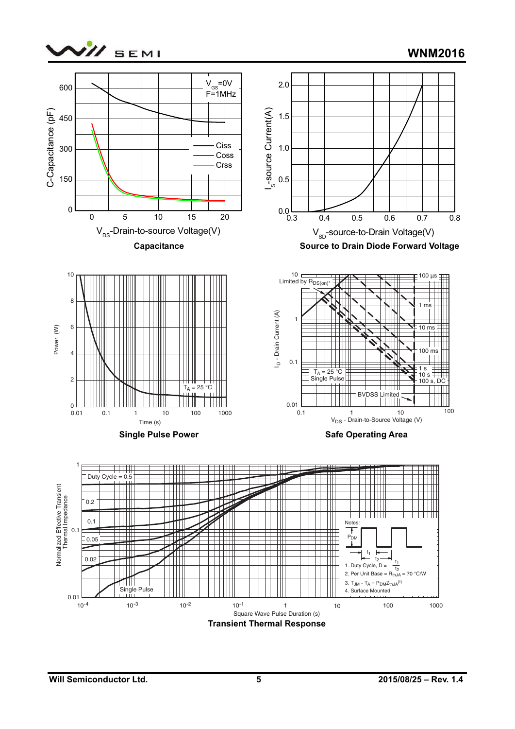**Capacitance**

**Source to Drain Diode Forward Voltage**

**Single Pulse Power**

**Safe Operating Area**

Notes:

1. Duty Cycle, $D = \frac{t_1}{t_2}$
2. Per Unit Base = $R_{thJA}$ = 70 °C/W
3. $T_{JM} - T_A = P_{DM}Z_{thJA}^{(t)}$
4. Surface Mounted

**Transient Thermal Response**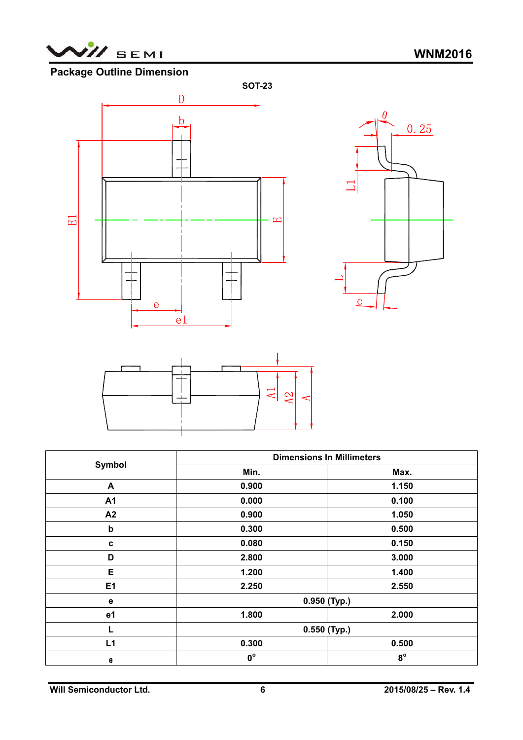## Package Outline Dimension

SOT-23

D
b
E1
E
e
e1
θ
0. 25
L1
L
c
A1
A2
A

| Symbol | Dimensions In Millimeters | |
|---|---|---|
| | Min. | Max. |
| A | 0.900 | 1.150 |
| A1 | 0.000 | 0.100 |
| A2 | 0.900 | 1.050 |
| b | 0.300 | 0.500 |
| c | 0.080 | 0.150 |
| D | 2.800 | 3.000 |
| E | 1.200 | 1.400 |
| E1 | 2.250 | 2.550 |
| e | 0.950 (Typ.) | |
| e1 | 1.800 | 2.000 |
| L | 0.550 (Typ.) | |
| L1 | 0.300 | 0.500 |
| θ | 0° | 8° |